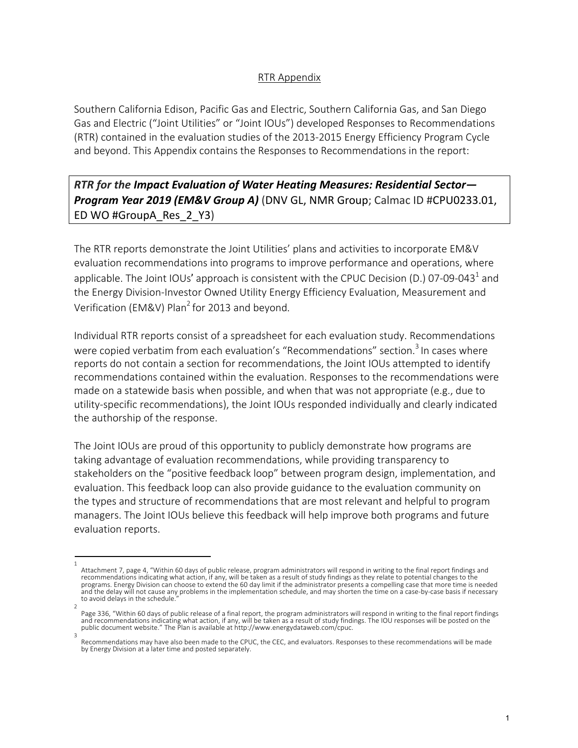## RTR Appendix

Southern California Edison, Pacific Gas and Electric, Southern California Gas, and San Diego Gas and Electric ("Joint Utilities" or "Joint IOUs") developed Responses to Recommendations (RTR) contained in the evaluation studies of the 2013-2015 Energy Efficiency Program Cycle and beyond. This Appendix contains the Responses to Recommendations in the report:

> ***RTR for the Impact Evaluation of Water Heating Measures: Residential Sector—Program Year 2019 (EM&V Group A)*** (DNV GL, NMR Group; Calmac ID #CPU0233.01, ED WO #GroupA_Res_2_Y3)

The RTR reports demonstrate the Joint Utilities' plans and activities to incorporate EM&V evaluation recommendations into programs to improve performance and operations, where applicable. The Joint IOUs' approach is consistent with the CPUC Decision (D.) 07-09-043[1] and the Energy Division-Investor Owned Utility Energy Efficiency Evaluation, Measurement and Verification (EM&V) Plan[2] for 2013 and beyond.

Individual RTR reports consist of a spreadsheet for each evaluation study. Recommendations were copied verbatim from each evaluation's "Recommendations" section.[3] In cases where reports do not contain a section for recommendations, the Joint IOUs attempted to identify recommendations contained within the evaluation. Responses to the recommendations were made on a statewide basis when possible, and when that was not appropriate (e.g., due to utility-specific recommendations), the Joint IOUs responded individually and clearly indicated the authorship of the response.

The Joint IOUs are proud of this opportunity to publicly demonstrate how programs are taking advantage of evaluation recommendations, while providing transparency to stakeholders on the "positive feedback loop" between program design, implementation, and evaluation. This feedback loop can also provide guidance to the evaluation community on the types and structure of recommendations that are most relevant and helpful to program managers. The Joint IOUs believe this feedback will help improve both programs and future evaluation reports.

---

[1] Attachment 7, page 4, "Within 60 days of public release, program administrators will respond in writing to the final report findings and recommendations indicating what action, if any, will be taken as a result of study findings as they relate to potential changes to the programs. Energy Division can choose to extend the 60 day limit if the administrator presents a compelling case that more time is needed and the delay will not cause any problems in the implementation schedule, and may shorten the time on a case-by-case basis if necessary to avoid delays in the schedule."

[2] Page 336, "Within 60 days of public release of a final report, the program administrators will respond in writing to the final report findings and recommendations indicating what action, if any, will be taken as a result of study findings. The IOU responses will be posted on the public document website." The Plan is available at http://www.energydataweb.com/cpuc.

[3] Recommendations may have also been made to the CPUC, the CEC, and evaluators. Responses to these recommendations will be made by Energy Division at a later time and posted separately.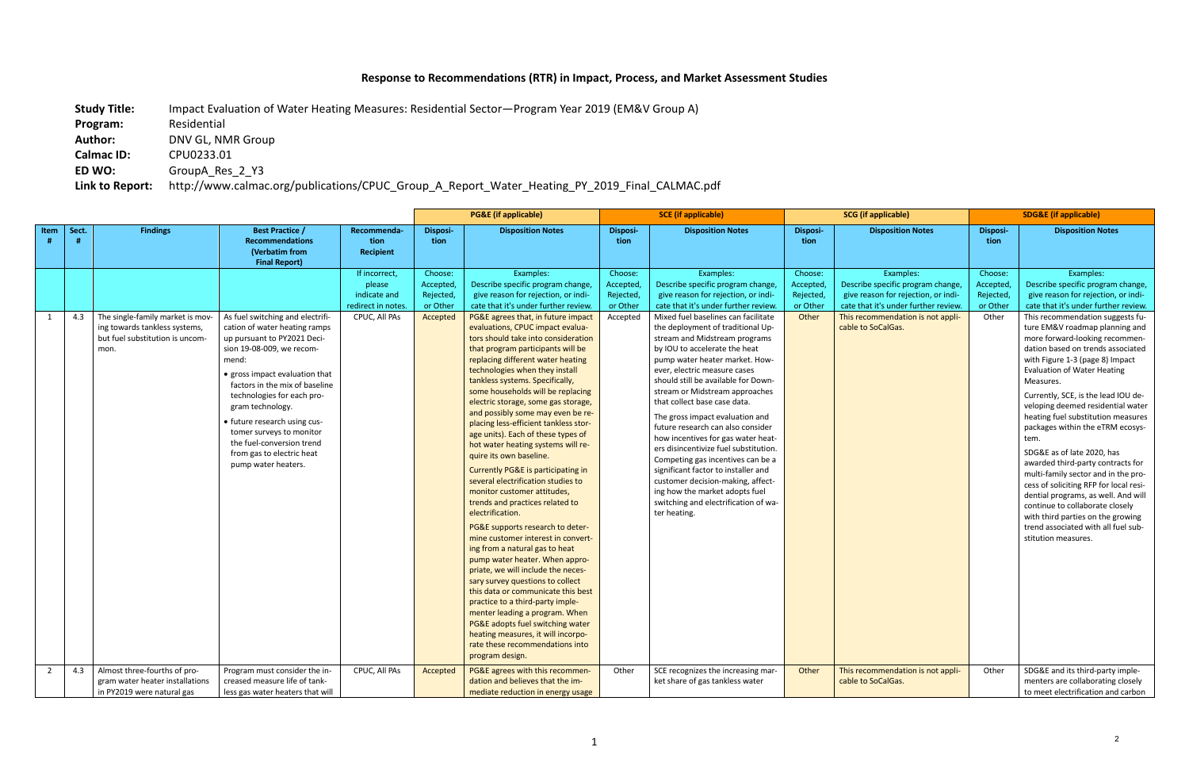## Response to Recommendations (RTR) in Impact, Process, and Market Assessment Studies

**Study Title:** Impact Evaluation of Water Heating Measures: Residential Sector—Program Year 2019 (EM&V Group A)
**Program:** Residential
**Author:** DNV GL, NMR Group
**Calmac ID:** CPU0233.01
**ED WO:** GroupA_Res_2_Y3
**Link to Report:** http://www.calmac.org/publications/CPUC_Group_A_Report_Water_Heating_PY_2019_Final_CALMAC.pdf

| | | | | | PG&E (if applicable) | | SCE (if applicable) | | SCG (if applicable) | | SDG&E (if applicable) | |
|---|---|---|---|---|---|---|---|---|---|---|---|---|
| Item # | Sect. # | Findings | Best Practice / Recommendations (Verbatim from Final Report) | Recommendation Recipient | Disposition | Disposition Notes | Disposition | Disposition Notes | Disposition | Disposition Notes | Disposition | Disposition Notes |
| | | | | If incorrect, please indicate and redirect in notes. | Choose: Accepted, Rejected, or Other | Examples: Describe specific program change, give reason for rejection, or indicate that it's under further review. | Choose: Accepted, Rejected, or Other | Examples: Describe specific program change, give reason for rejection, or indicate that it's under further review. | Choose: Accepted, Rejected, or Other | Examples: Describe specific program change, give reason for rejection, or indicate that it's under further review. | Choose: Accepted, Rejected, or Other | Examples: Describe specific program change, give reason for rejection, or indicate that it's under further review. |
| 1 | 4.3 | The single-family market is moving towards tankless systems, but fuel substitution is uncommon. | As fuel switching and electrification of water heating ramps up pursuant to PY2021 Decision 19-08-009, we recommend:<br>• gross impact evaluation that factors in the mix of baseline technologies for each program technology.<br>• future research using customer surveys to monitor the fuel-conversion trend from gas to electric heat pump water heaters. | CPUC, All PAs | Accepted | PG&E agrees that, in future impact evaluations, CPUC impact evaluators should take into consideration that program participants will be replacing different water heating technologies when they install tankless systems. Specifically, some households will be replacing electric storage, some gas storage, and possibly some may even be replacing less-efficient tankless storage units). Each of these types of hot water heating systems will require its own baseline.<br><br>Currently PG&E is participating in several electrification studies to monitor customer attitudes, trends and practices related to electrification.<br><br>PG&E supports research to determine customer interest in converting from a natural gas to heat pump water heater. When appropriate, we will include the necessary survey questions to collect this data or communicate this best practice to a third-party implementer leading a program. When PG&E adopts fuel switching water heating measures, it will incorporate these recommendations into program design. | Accepted | Mixed fuel baselines can facilitate the deployment of traditional Upstream and Midstream programs by IOU to accelerate the heat pump water heater market. However, electric measure cases should still be available for Downstream or Midstream approaches that collect base case data.<br><br>The gross impact evaluation and future research can also consider how incentives for gas water heaters disincentivize fuel substitution. Competing gas incentives can be a significant factor to installer and customer decision-making, affecting how the market adopts fuel switching and electrification of water heating. | Other | This recommendation is not applicable to SoCalGas. | Other | This recommendation suggests future EM&V roadmap planning and more forward-looking recommendation based on trends associated with Figure 1-3 (page 8) Impact Evaluation of Water Heating Measures.<br><br>Currently, SCE, is the lead IOU developing deemed residential water heating fuel substitution measures packages within the eTRM ecosystem.<br><br>SDG&E as of late 2020, has awarded third-party contracts for multi-family sector and in the process of soliciting RFP for local residential programs, as well. And will continue to collaborate closely with third parties on the growing trend associated with all fuel substitution measures. |
| 2 | 4.3 | Almost three-fourths of program water heater installations in PY2019 were natural gas | Program must consider the increased measure life of tankless gas water heaters that will | CPUC, All PAs | Accepted | PG&E agrees with this recommendation and believes that the immediate reduction in energy usage | Other | SCE recognizes the increasing market share of gas tankless water | Other | This recommendation is not applicable to SoCalGas. | Other | SDG&E and its third-party implementers are collaborating closely to meet electrification and carbon |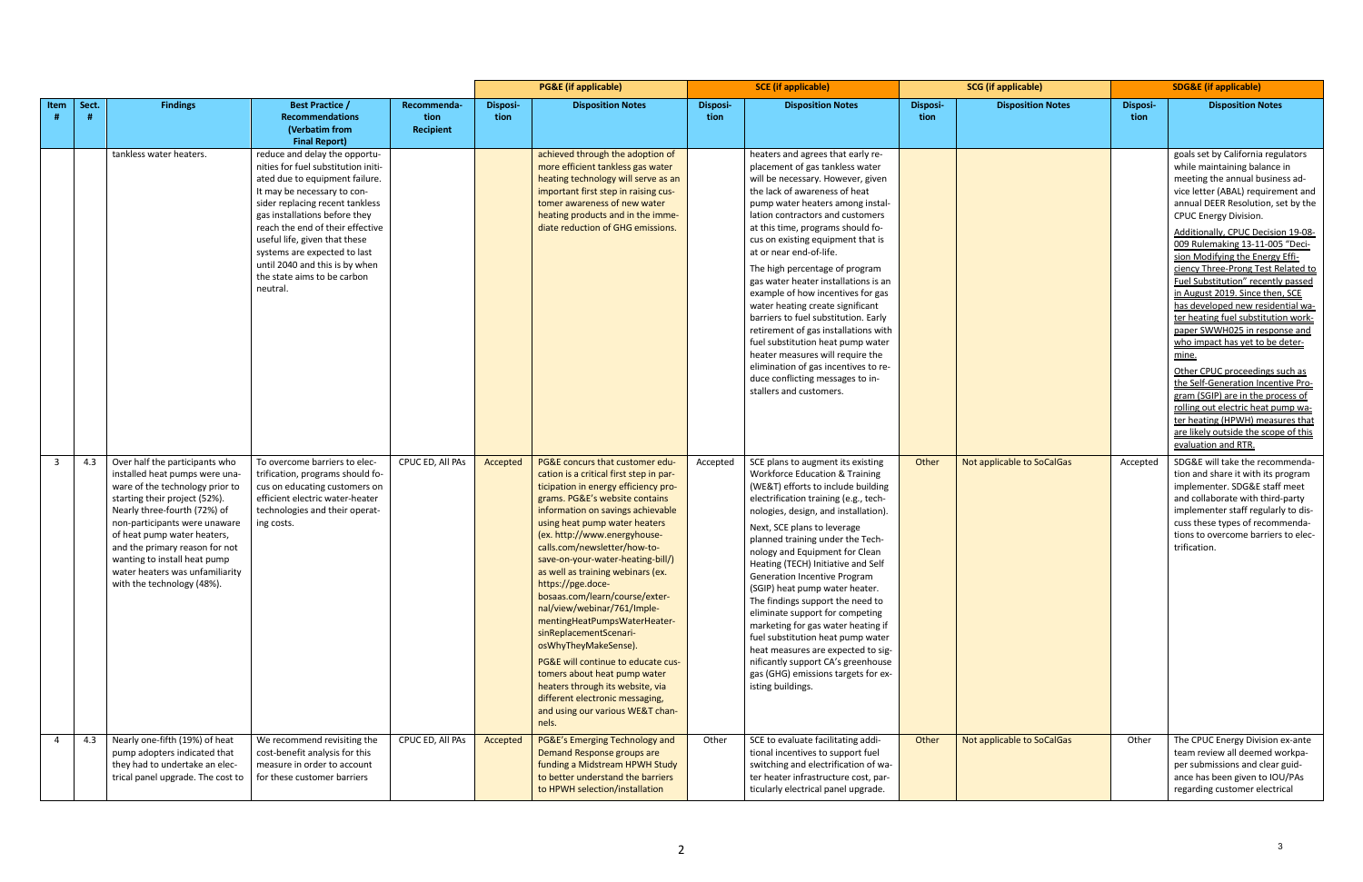| | | | | | PG&E (if applicable) | | SCE (if applicable) | | SCG (if applicable) | | SDG&E (if applicable) | |
|---|---|---|---|---|---|---|---|---|---|---|---|---|
| Item # | Sect. # | Findings | Best Practice / Recommendations (Verbatim from Final Report) | Recommendation Recipient | Disposition | Disposition Notes | Disposition | Disposition Notes | Disposition | Disposition Notes | Disposition | Disposition Notes |
| | | tankless water heaters. | reduce and delay the opportunities for fuel substitution initiated due to equipment failure. It may be necessary to consider replacing recent tankless gas installations before they reach the end of their effective useful life, given that these systems are expected to last until 2040 and this is by when the state aims to be carbon neutral. | | | achieved through the adoption of more efficient tankless gas water heating technology will serve as an important first step in raising customer awareness of new water heating products and in the immediate reduction of GHG emissions. | | heaters and agrees that early replacement of gas tankless water will be necessary. However, given the lack of awareness of heat pump water heaters among installation contractors and customers at this time, programs should focus on existing equipment that is at or near end-of-life. The high percentage of program gas water heater installations is an example of how incentives for gas water heating create significant barriers to fuel substitution. Early retirement of gas installations with fuel substitution heat pump water heater measures will require the elimination of gas incentives to reduce conflicting messages to installers and customers. | | | | goals set by California regulators while maintaining balance in meeting the annual business advice letter (ABAL) requirement and annual DEER Resolution, set by the CPUC Energy Division. Additionally, CPUC Decision 19-08-009 Rulemaking 13-11-005 "Decision Modifying the Energy Efficiency Three-Prong Test Related to Fuel Substitution" recently passed in August 2019. Since then, SCE has developed new residential water heating fuel substitution workpaper SWWH025 in response and who impact has yet to be determine. Other CPUC proceedings such as the Self-Generation Incentive Program (SGIP) are in the process of rolling out electric heat pump water heating (HPWH) measures that are likely outside the scope of this evaluation and RTR. |
| 3 | 4.3 | Over half the participants who installed heat pumps were unaware of the technology prior to starting their project (52%). Nearly three-fourth (72%) of non-participants were unaware of heat pump water heaters, and the primary reason for not wanting to install heat pump water heaters was unfamiliarity with the technology (48%). | To overcome barriers to electrification, programs should focus on educating customers on efficient electric water-heater technologies and their operating costs. | CPUC ED, All PAs | Accepted | PG&E concurs that customer education is a critical first step in participation in energy efficiency programs. PG&E's website contains information on savings achievable using heat pump water heaters (ex. http://www.energyhouse-calls.com/newsletter/how-to-save-on-your-water-heating-bill/) as well as training webinars (ex. https://pge.docebosaas.com/learn/course/external/view/webinar/761/ImplementingHeatPumpsWaterHeaterSinReplacementScenariosWhyTheyMakeSense). PG&E will continue to educate customers about heat pump water heaters through its website, via different electronic messaging, and using our various WE&T channels. | Accepted | SCE plans to augment its existing Workforce Education & Training (WE&T) efforts to include building electrification training (e.g., technologies, design, and installation). Next, SCE plans to leverage planned training under the Technology and Equipment for Clean Heating (TECH) Initiative and Self Generation Incentive Program (SGIP) heat pump water heater. The findings support the need to eliminate support for competing marketing for gas water heating if fuel substitution heat pump water heat measures are expected to significantly support CA's greenhouse gas (GHG) emissions targets for existing buildings. | Other | Not applicable to SoCalGas | Accepted | SDG&E will take the recommendation and share it with its program implementer. SDG&E staff meet and collaborate with third-party implementer staff regularly to discuss these types of recommendations to overcome barriers to electrification. |
| 4 | 4.3 | Nearly one-fifth (19%) of heat pump adopters indicated that they had to undertake an electrical panel upgrade. The cost to | We recommend revisiting the cost-benefit analysis for this measure in order to account for these customer barriers | CPUC ED, All PAs | Accepted | PG&E's Emerging Technology and Demand Response groups are funding a Midstream HPWH Study to better understand the barriers to HPWH selection/installation | Other | SCE to evaluate facilitating additional incentives to support fuel switching and electrification of water heater infrastructure cost, particularly electrical panel upgrade. | Other | Not applicable to SoCalGas | Other | The CPUC Energy Division ex-ante team review all deemed workpaper submissions and clear guidance has been given to IOU/PAs regarding customer electrical |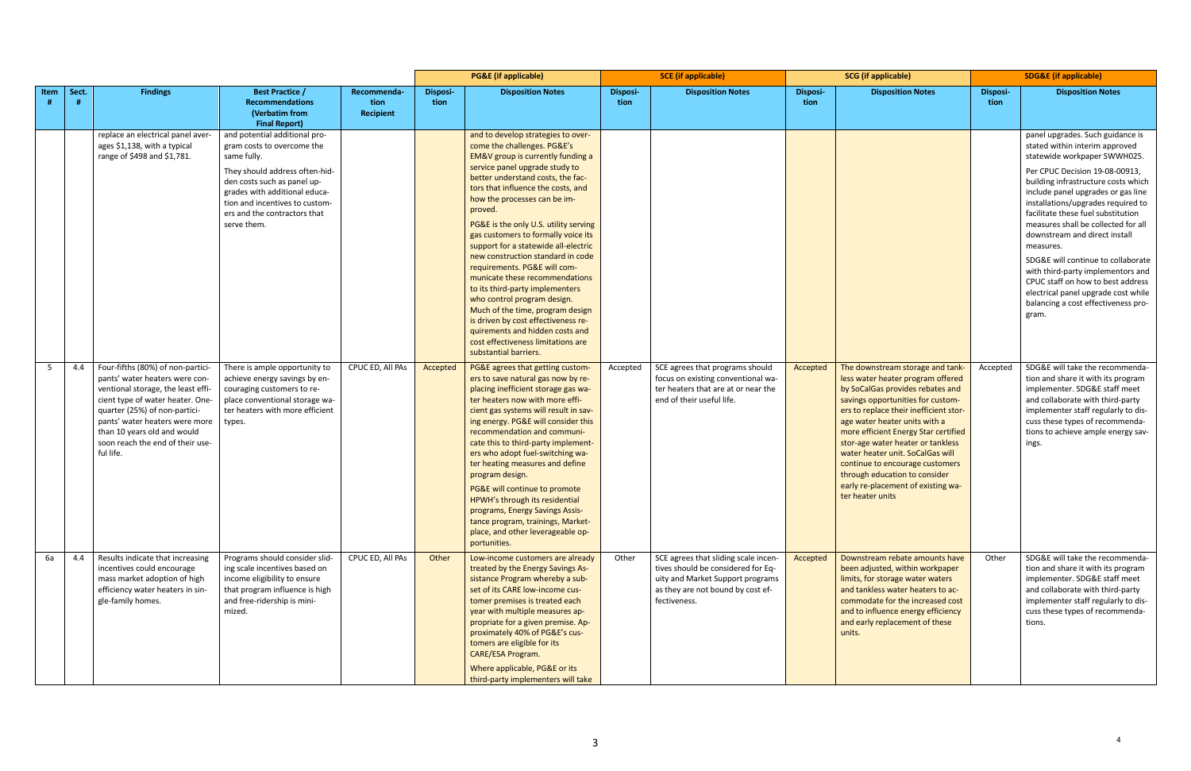| | | | | | PG&E (if applicable) | | SCE (if applicable) | | SCG (if applicable) | | SDG&E (if applicable) | |
|---|---|---|---|---|---|---|---|---|---|---|---|---|
| Item # | Sect. # | Findings | Best Practice / Recommendations (Verbatim from Final Report) | Recommendation Recipient | Disposition | Disposition Notes | Disposition | Disposition Notes | Disposition | Disposition Notes | Disposition | Disposition Notes |
| | | replace an electrical panel averages $1,138, with a typical range of $498 and $1,781. | and potential additional program costs to overcome the same fully. They should address often-hidden costs such as panel upgrades with additional education and incentives to customers and the contractors that serve them. | | | and to develop strategies to overcome the challenges. PG&E's EM&V group is currently funding a service panel upgrade study to better understand costs, the factors that influence the costs, and how the processes can be improved. PG&E is the only U.S. utility serving gas customers to formally voice its support for a statewide all-electric new construction standard in code requirements. PG&E will communicate these recommendations to its third-party implementers who control program design. Much of the time, program design is driven by cost effectiveness requirements and hidden costs and cost effectiveness limitations are substantial barriers. | | | | | | panel upgrades. Such guidance is stated within interim approved statewide workpaper SWWH025. Per CPUC Decision 19-08-00913, building infrastructure costs which include panel upgrades or gas line installations/upgrades required to facilitate these fuel substitution measures shall be collected for all downstream and direct install measures. SDG&E will continue to collaborate with third-party implementers and CPUC staff on how to best address electrical panel upgrade cost while balancing a cost effectiveness program. |
| 5 | 4.4 | Four-fifths (80%) of non-participants' water heaters were conventional storage, the least efficient type of water heater. One-quarter (25%) of non-participants' water heaters were more than 10 years old and would soon reach the end of their useful life. | There is ample opportunity to achieve energy savings by encouraging customers to replace conventional storage water heaters with more efficient types. | CPUC ED, All PAs | Accepted | PG&E agrees that getting customers to save natural gas now by replacing inefficient storage gas water heaters now with more efficient gas systems will result in saving energy. PG&E will consider this recommendation and communicate this to third-party implementers who adopt fuel-switching water heating measures and define program design. PG&E will continue to promote HPWH's through its residential programs, Energy Savings Assistance Program, trainings, Marketplace, and other leverageable opportunities. | Accepted | SCE agrees that programs should focus on existing conventional water heaters that are at or near the end of their useful life. | Accepted | The downstream storage and tankless water heater program offered by SoCalGas provides rebates and savings opportunities for customers to replace their inefficient storage water heater units with a more efficient Energy Star certified storage water heater or tankless water heater unit. SoCalGas will continue to encourage customers through education to consider early re-placement of existing water heater units | Accepted | SDG&E will take the recommendation and share it with its program implementer. SDG&E staff meet and collaborate with third-party implementer staff regularly to discuss these types of recommendations to achieve ample energy savings. |
| 6a | 4.4 | Results indicate that increasing incentives could encourage mass market adoption of high efficiency water heaters in single-family homes. | Programs should consider sliding scale incentives based on income eligibility to ensure that program influence is high and free-ridership is minimized. | CPUC ED, All PAs | Other | Low-income customers are already treated by the Energy Savings Assistance Program whereby a subset of its CARE low-income customer premises is treated each year with multiple measures appropriate for a given premise. Approximately 40% of PG&E's customers are eligible for its CARE/ESA Program. Where applicable, PG&E or its third-party implementers will take | Other | SCE agrees that sliding scale incentives should be considered for Equity and Market Support programs as they are not bound by cost effectiveness. | Accepted | Downstream rebate amounts have been adjusted, within workpaper limits, for storage water waters and tankless water heaters to accommodate for the increased cost and to influence energy efficiency and early replacement of these units. | Other | SDG&E will take the recommendation and share it with its program implementer. SDG&E staff meet and collaborate with third-party implementer staff regularly to discuss these types of recommendations. |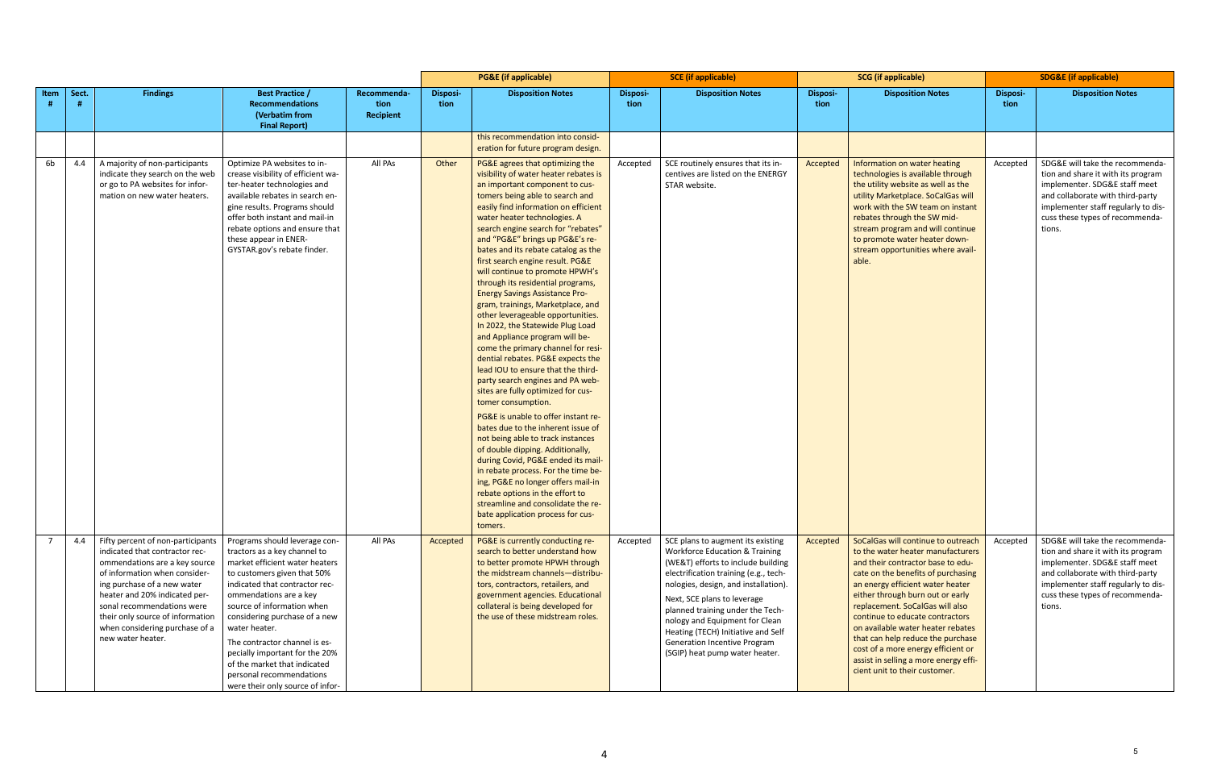| Item # | Sect. # | Findings | Best Practice / Recommendations (Verbatim from Final Report) | Recommendation Recipient | PG&E (if applicable) Disposition | PG&E (if applicable) Disposition Notes | SCE (if applicable) Disposition | SCE (if applicable) Disposition Notes | SCG (if applicable) Disposition | SCG (if applicable) Disposition Notes | SDG&E (if applicable) Disposition | SDG&E (if applicable) Disposition Notes |
|---|---|---|---|---|---|---|---|---|---|---|---|---|
| | | | | | | this recommendation into consideration for future program design. | | | | | | |
| 6b | 4.4 | A majority of non-participants indicate they search on the web or go to PA websites for information on new water heaters. | Optimize PA websites to increase visibility of efficient water-heater technologies and available rebates in search engine results. Programs should offer both instant and mail-in rebate options and ensure that these appear in ENERGYSTAR.gov's rebate finder. | All PAs | Other | PG&E agrees that optimizing the visibility of water heater rebates is an important component to customers being able to search and easily find information on efficient water heater technologies. A search engine search for "rebates" and "PG&E" brings up PG&E's rebates and its rebate catalog as the first search engine result. PG&E will continue to promote HPWH's through its residential programs, Energy Savings Assistance Program, trainings, Marketplace, and other leverageable opportunities. In 2022, the Statewide Plug Load and Appliance program will become the primary channel for residential rebates. PG&E expects the lead IOU to ensure that the third-party search engines and PA websites are fully optimized for customer consumption.<br><br>PG&E is unable to offer instant rebates due to the inherent issue of not being able to track instances of double dipping. Additionally, during Covid, PG&E ended its mail-in rebate process. For the time being, PG&E no longer offers mail-in rebate options in the effort to streamline and consolidate the rebate application process for customers. | Accepted | SCE routinely ensures that its incentives are listed on the ENERGY STAR website. | Accepted | Information on water heating technologies is available through the utility website as well as the utility Marketplace. SoCalGas will work with the SW team on instant rebates through the SW midstream program and will continue to promote water heater downstream opportunities where available. | Accepted | SDG&E will take the recommendation and share it with its program implementer. SDG&E staff meet and collaborate with third-party implementer staff regularly to discuss these types of recommendations. |
| 7 | 4.4 | Fifty percent of non-participants indicated that contractor recommendations are a key source of information when considering purchase of a new water heater and 20% indicated personal recommendations were their only source of information when considering purchase of a new water heater. | Programs should leverage contractors as a key channel to market efficient water heaters to customers given that 50% indicated that contractor recommendations are a key source of information when considering purchase of a new water heater.<br><br>The contractor channel is especially important for the 20% of the market that indicated personal recommendations were their only source of infor- | All PAs | Accepted | PG&E is currently conducting research to better understand how to better promote HPWH through the midstream channels—distributors, contractors, retailers, and government agencies. Educational collateral is being developed for the use of these midstream roles. | Accepted | SCE plans to augment its existing Workforce Education & Training (WE&T) efforts to include building electrification training (e.g., technologies, design, and installation).<br><br>Next, SCE plans to leverage planned training under the Technology and Equipment for Clean Heating (TECH) Initiative and Self Generation Incentive Program (SGIP) heat pump water heater. | Accepted | SoCalGas will continue to outreach to the water heater manufacturers and their contractor base to educate on the benefits of purchasing an energy efficient water heater either through burn out or early replacement. SoCalGas will also continue to educate contractors on available water heater rebates that can help reduce the purchase cost of a more energy efficient or assist in selling a more energy efficient unit to their customer. | Accepted | SDG&E will take the recommendation and share it with its program implementer. SDG&E staff meet and collaborate with third-party implementer staff regularly to discuss these types of recommendations. |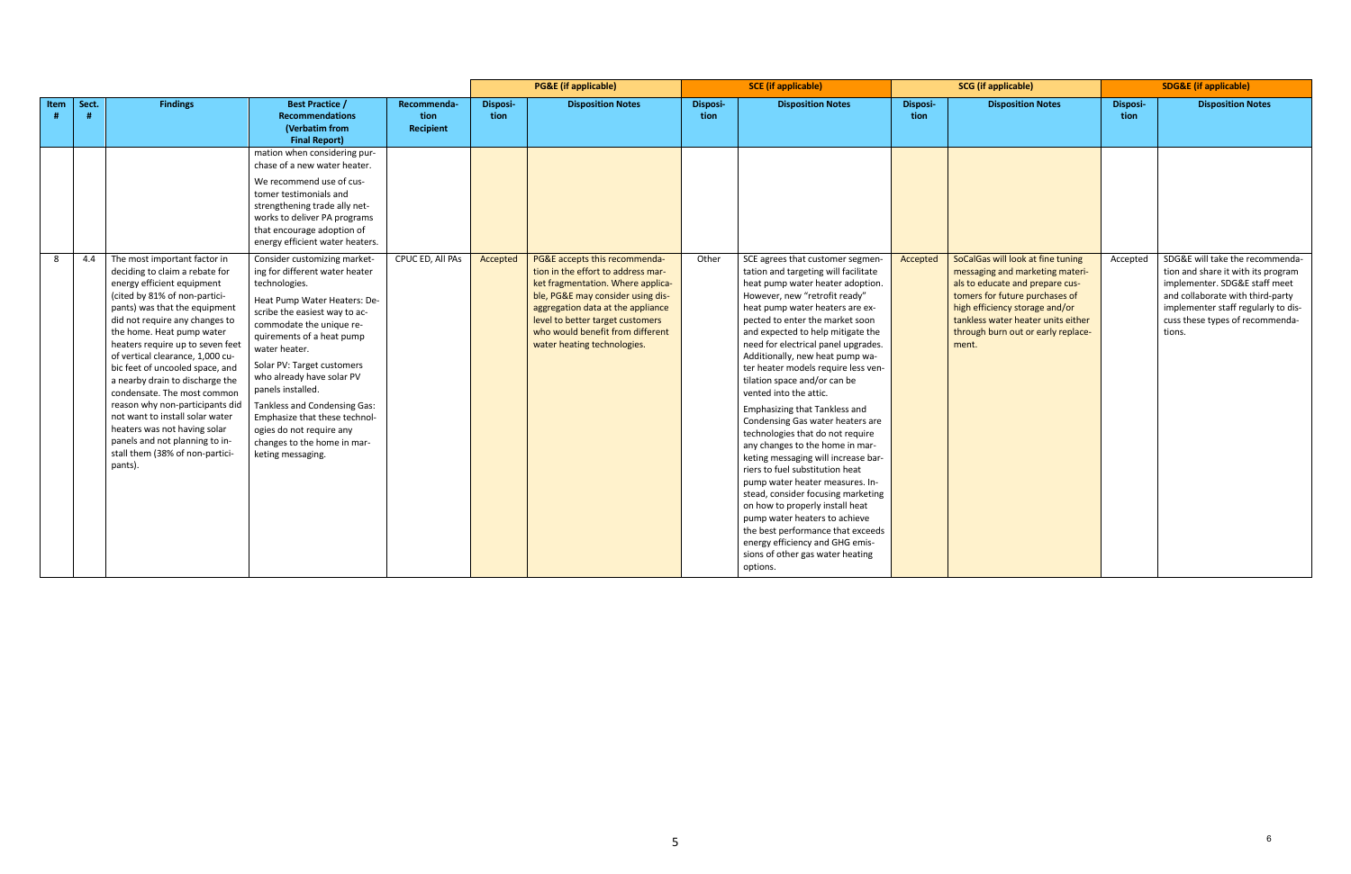| | | | | | PG&E (if applicable) | | SCE (if applicable) | | SCG (if applicable) | | SDG&E (if applicable) | |
|---|---|---|---|---|---|---|---|---|---|---|---|---|
| Item # | Sect. # | Findings | Best Practice / Recommendations (Verbatim from Final Report) | Recommendation Recipient | Disposition | Disposition Notes | Disposition | Disposition Notes | Disposition | Disposition Notes | Disposition | Disposition Notes |
| | | | mation when considering purchase of a new water heater. We recommend use of customer testimonials and strengthening trade ally networks to deliver PA programs that encourage adoption of energy efficient water heaters. | | | | | | | | | |
| 8 | 4.4 | The most important factor in deciding to claim a rebate for energy efficient equipment (cited by 81% of non-participants) was that the equipment did not require any changes to the home. Heat pump water heaters require up to seven feet of vertical clearance, 1,000 cubic feet of uncooled space, and a nearby drain to discharge the condensate. The most common reason why non-participants did not want to install solar water heaters was not having solar panels and not planning to install them (38% of non-participants). | Consider customizing marketing for different water heater technologies. Heat Pump Water Heaters: Describe the easiest way to accommodate the unique requirements of a heat pump water heater. Solar PV: Target customers who already have solar PV panels installed. Tankless and Condensing Gas: Emphasize that these technologies do not require any changes to the home in marketing messaging. | CPUC ED, All PAs | Accepted | PG&E accepts this recommendation in the effort to address market fragmentation. Where applicable, PG&E may consider using disaggregation data at the appliance level to better target customers who would benefit from different water heating technologies. | Other | SCE agrees that customer segmentation and targeting will facilitate heat pump water heater adoption. However, new "retrofit ready" heat pump water heaters are expected to enter the market soon and expected to help mitigate the need for electrical panel upgrades. Additionally, new heat pump water heater models require less ventilation space and/or can be vented into the attic. Emphasizing that Tankless and Condensing Gas water heaters are technologies that do not require any changes to the home in marketing messaging will increase barriers to fuel substitution heat pump water heater measures. Instead, consider focusing marketing on how to properly install heat pump water heaters to achieve the best performance that exceeds energy efficiency and GHG emissions of other gas water heating options. | Accepted | SoCalGas will look at fine tuning messaging and marketing materials to educate and prepare customers for future purchases of high efficiency storage and/or tankless water heater units either through burn out or early replacement. | Accepted | SDG&E will take the recommendation and share it with its program implementer. SDG&E staff meet and collaborate with third-party implementer staff regularly to discuss these types of recommendations. |